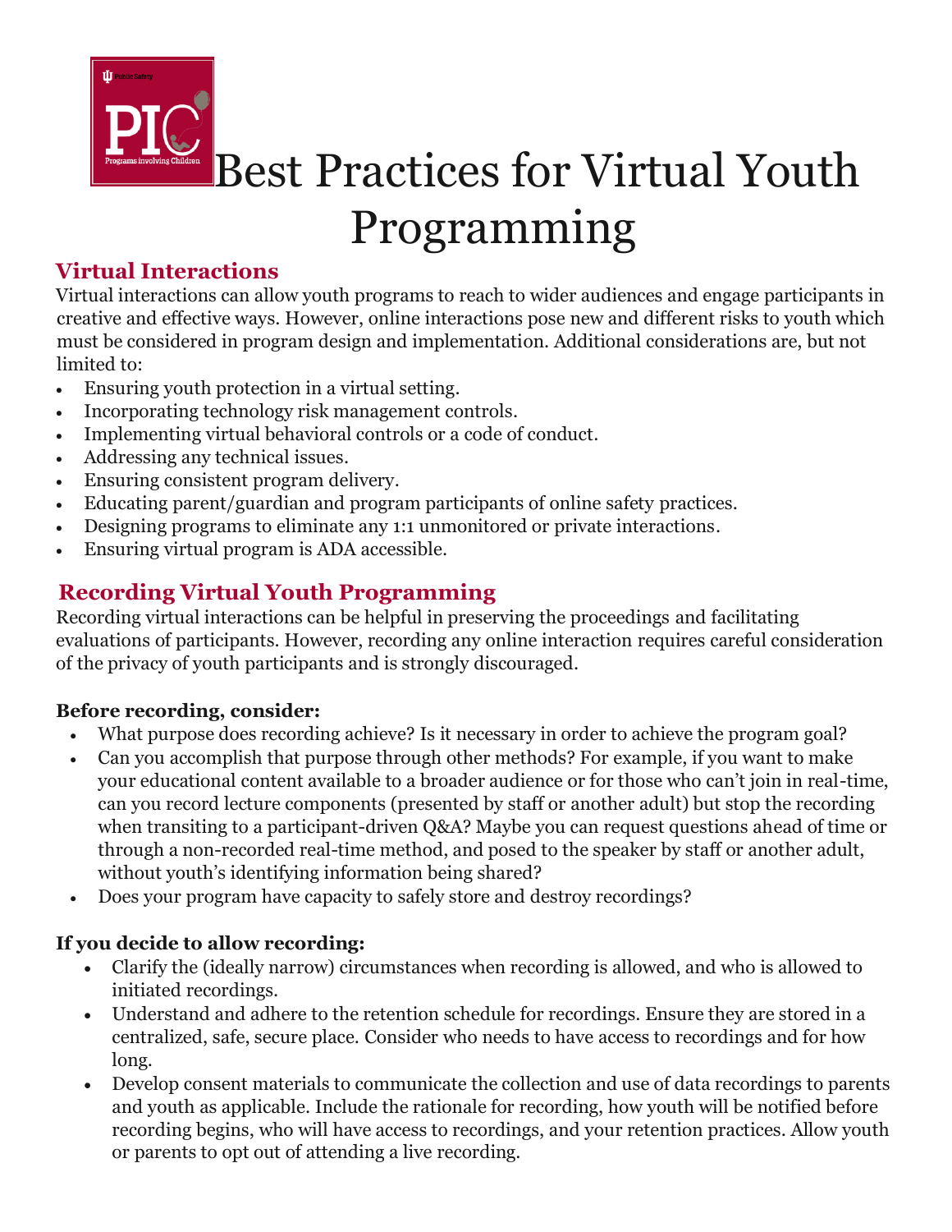# Best Practices for Virtual Youth Programming

## Virtual Interactions

Virtual interactions can allow youth programs to reach to wider audiences and engage participants in creative and effective ways. However, online interactions pose new and different risks to youth which must be considered in program design and implementation. Additional considerations are, but not limited to:

- Ensuring youth protection in a virtual setting.
- Incorporating technology risk management controls.
- Implementing virtual behavioral controls or a code of conduct.
- Addressing any technical issues.
- Ensuring consistent program delivery.
- Educating parent/guardian and program participants of online safety practices.
- Designing programs to eliminate any 1:1 unmonitored or private interactions.
- Ensuring virtual program is ADA accessible.

## Recording Virtual Youth Programming

Recording virtual interactions can be helpful in preserving the proceedings and facilitating evaluations of participants. However, recording any online interaction requires careful consideration of the privacy of youth participants and is strongly discouraged.

**Before recording, consider:**

- What purpose does recording achieve? Is it necessary in order to achieve the program goal?
- Can you accomplish that purpose through other methods? For example, if you want to make your educational content available to a broader audience or for those who can't join in real-time, can you record lecture components (presented by staff or another adult) but stop the recording when transiting to a participant-driven Q&A? Maybe you can request questions ahead of time or through a non-recorded real-time method, and posed to the speaker by staff or another adult, without youth's identifying information being shared?
- Does your program have capacity to safely store and destroy recordings?

**If you decide to allow recording:**

- Clarify the (ideally narrow) circumstances when recording is allowed, and who is allowed to initiated recordings.
- Understand and adhere to the retention schedule for recordings. Ensure they are stored in a centralized, safe, secure place. Consider who needs to have access to recordings and for how long.
- Develop consent materials to communicate the collection and use of data recordings to parents and youth as applicable. Include the rationale for recording, how youth will be notified before recording begins, who will have access to recordings, and your retention practices. Allow youth or parents to opt out of attending a live recording.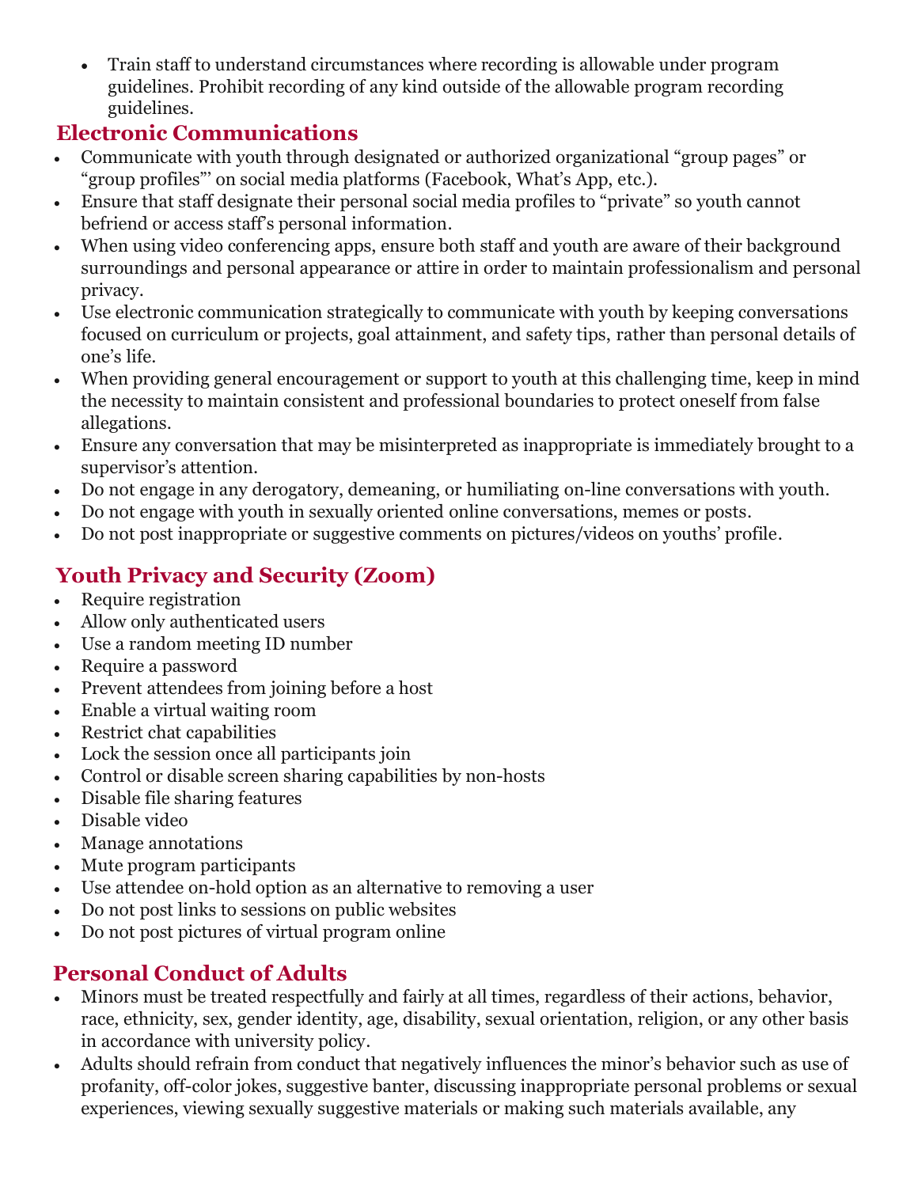- Train staff to understand circumstances where recording is allowable under program guidelines. Prohibit recording of any kind outside of the allowable program recording guidelines.

## Electronic Communications

- Communicate with youth through designated or authorized organizational "group pages" or "group profiles"' on social media platforms (Facebook, What's App, etc.).
- Ensure that staff designate their personal social media profiles to "private" so youth cannot befriend or access staff's personal information.
- When using video conferencing apps, ensure both staff and youth are aware of their background surroundings and personal appearance or attire in order to maintain professionalism and personal privacy.
- Use electronic communication strategically to communicate with youth by keeping conversations focused on curriculum or projects, goal attainment, and safety tips, rather than personal details of one's life.
- When providing general encouragement or support to youth at this challenging time, keep in mind the necessity to maintain consistent and professional boundaries to protect oneself from false allegations.
- Ensure any conversation that may be misinterpreted as inappropriate is immediately brought to a supervisor's attention.
- Do not engage in any derogatory, demeaning, or humiliating on-line conversations with youth.
- Do not engage with youth in sexually oriented online conversations, memes or posts.
- Do not post inappropriate or suggestive comments on pictures/videos on youths' profile.

## Youth Privacy and Security (Zoom)

- Require registration
- Allow only authenticated users
- Use a random meeting ID number
- Require a password
- Prevent attendees from joining before a host
- Enable a virtual waiting room
- Restrict chat capabilities
- Lock the session once all participants join
- Control or disable screen sharing capabilities by non-hosts
- Disable file sharing features
- Disable video
- Manage annotations
- Mute program participants
- Use attendee on-hold option as an alternative to removing a user
- Do not post links to sessions on public websites
- Do not post pictures of virtual program online

## Personal Conduct of Adults

- Minors must be treated respectfully and fairly at all times, regardless of their actions, behavior, race, ethnicity, sex, gender identity, age, disability, sexual orientation, religion, or any other basis in accordance with university policy.
- Adults should refrain from conduct that negatively influences the minor's behavior such as use of profanity, off-color jokes, suggestive banter, discussing inappropriate personal problems or sexual experiences, viewing sexually suggestive materials or making such materials available, any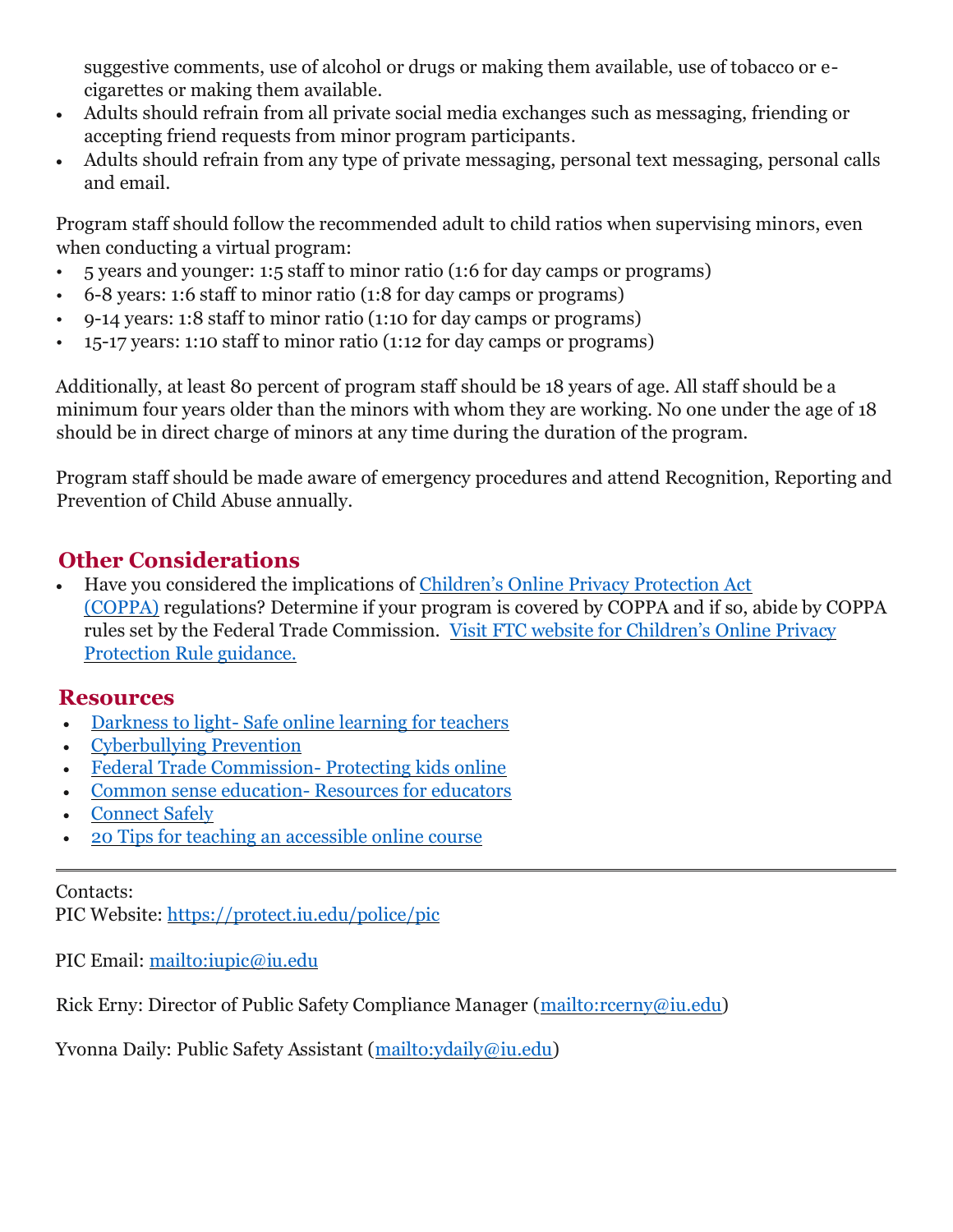suggestive comments, use of alcohol or drugs or making them available, use of tobacco or e-cigarettes or making them available.

- Adults should refrain from all private social media exchanges such as messaging, friending or accepting friend requests from minor program participants.
- Adults should refrain from any type of private messaging, personal text messaging, personal calls and email.

Program staff should follow the recommended adult to child ratios when supervising minors, even when conducting a virtual program:

- 5 years and younger: 1:5 staff to minor ratio (1:6 for day camps or programs)
- 6-8 years: 1:6 staff to minor ratio (1:8 for day camps or programs)
- 9-14 years: 1:8 staff to minor ratio (1:10 for day camps or programs)
- 15-17 years: 1:10 staff to minor ratio (1:12 for day camps or programs)

Additionally, at least 80 percent of program staff should be 18 years of age. All staff should be a minimum four years older than the minors with whom they are working. No one under the age of 18 should be in direct charge of minors at any time during the duration of the program.

Program staff should be made aware of emergency procedures and attend Recognition, Reporting and Prevention of Child Abuse annually.

## Other Considerations

- Have you considered the implications of Children's Online Privacy Protection Act (COPPA) regulations? Determine if your program is covered by COPPA and if so, abide by COPPA rules set by the Federal Trade Commission. Visit FTC website for Children's Online Privacy Protection Rule guidance.

## Resources

- Darkness to light- Safe online learning for teachers
- Cyberbullying Prevention
- Federal Trade Commission- Protecting kids online
- Common sense education- Resources for educators
- Connect Safely
- 20 Tips for teaching an accessible online course

---

Contacts:
PIC Website: https://protect.iu.edu/police/pic

PIC Email: mailto:iupic@iu.edu

Rick Erny: Director of Public Safety Compliance Manager (mailto:rcerny@iu.edu)

Yvonna Daily: Public Safety Assistant (mailto:ydaily@iu.edu)